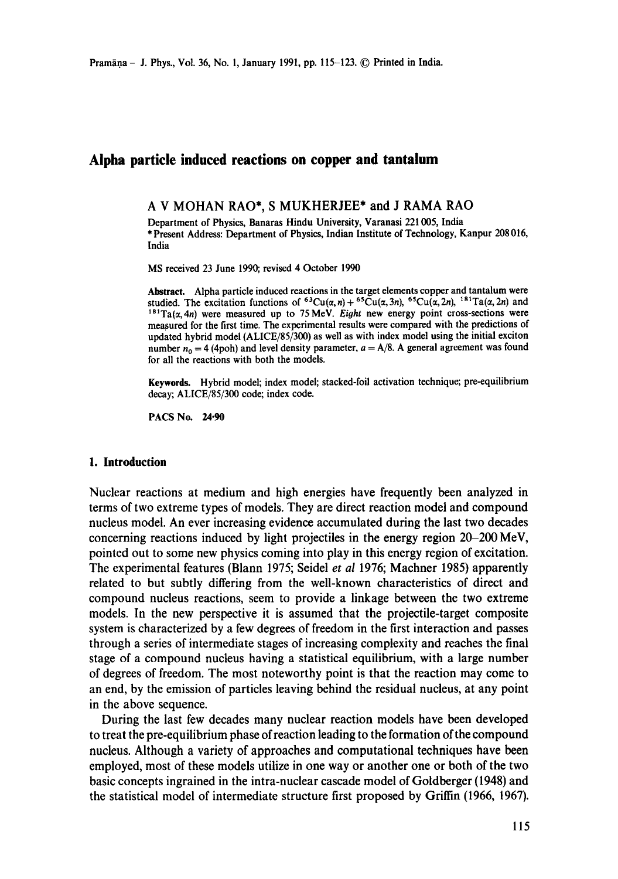# Alpha particle induced reactions on copper and tantalum

A V MOHAN RAO*, S MUKHERJEE* and J RAMA RAO

Department of Physics, Banaras Hindu University, Varanasi 221 005, India
* Present Address: Department of Physics, Indian Institute of Technology, Kanpur 208 016, India

MS received 23 June 1990; revised 4 October 1990

**Abstract.** Alpha particle induced reactions in the target elements copper and tantalum were studied. The excitation functions of $^{63}Cu(\alpha, n) + ^{65}Cu(\alpha, 3n)$, $^{65}Cu(\alpha, 2n)$, $^{181}Ta(\alpha, 2n)$ and $^{181}Ta(\alpha, 4n)$ were measured up to 75 MeV. *Eight* new energy point cross-sections were measured for the first time. The experimental results were compared with the predictions of updated hybrid model (ALICE/85/300) as well as with index model using the initial exciton number $n_0 = 4$ (4poh) and level density parameter, $a = A/8$. A general agreement was found for all the reactions with both the models.

**Keywords.** Hybrid model; index model; stacked-foil activation technique; pre-equilibrium decay; ALICE/85/300 code; index code.

**PACS No.** 24·90

## 1. Introduction

Nuclear reactions at medium and high energies have frequently been analyzed in terms of two extreme types of models. They are direct reaction model and compound nucleus model. An ever increasing evidence accumulated during the last two decades concerning reactions induced by light projectiles in the energy region 20–200 MeV, pointed out to some new physics coming into play in this energy region of excitation. The experimental features (Blann 1975; Seidel *et al* 1976; Machner 1985) apparently related to but subtly differing from the well-known characteristics of direct and compound nucleus reactions, seem to provide a linkage between the two extreme models. In the new perspective it is assumed that the projectile-target composite system is characterized by a few degrees of freedom in the first interaction and passes through a series of intermediate stages of increasing complexity and reaches the final stage of a compound nucleus having a statistical equilibrium, with a large number of degrees of freedom. The most noteworthy point is that the reaction may come to an end, by the emission of particles leaving behind the residual nucleus, at any point in the above sequence.

During the last few decades many nuclear reaction models have been developed to treat the pre-equilibrium phase of reaction leading to the formation of the compound nucleus. Although a variety of approaches and computational techniques have been employed, most of these models utilize in one way or another one or both of the two basic concepts ingrained in the intra-nuclear cascade model of Goldberger (1948) and the statistical model of intermediate structure first proposed by Griffin (1966, 1967).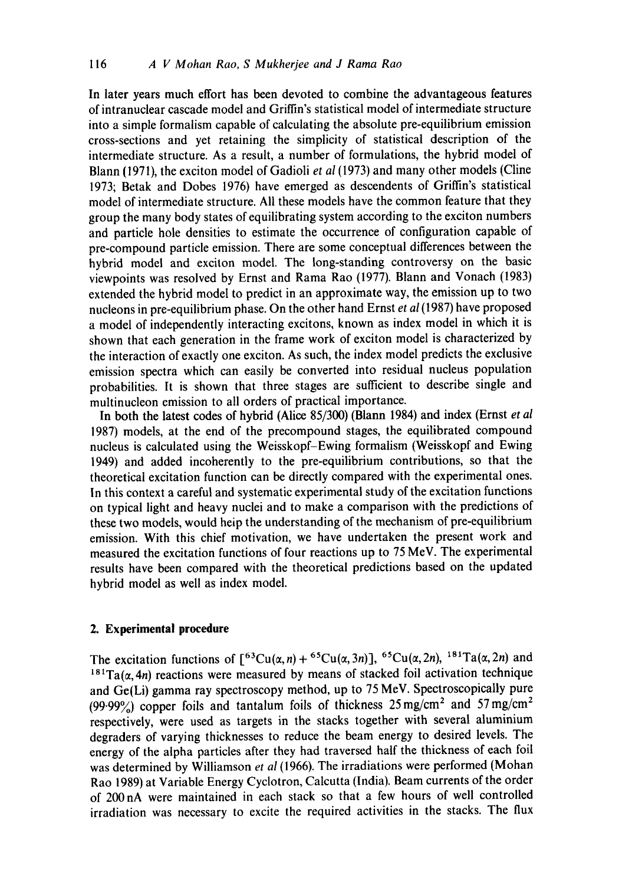In later years much effort has been devoted to combine the advantageous features of intranuclear cascade model and Griffin's statistical model of intermediate structure into a simple formalism capable of calculating the absolute pre-equilibrium emission cross-sections and yet retaining the simplicity of statistical description of the intermediate structure. As a result, a number of formulations, the hybrid model of Blann (1971), the exciton model of Gadioli *et al* (1973) and many other models (Cline 1973; Betak and Dobes 1976) have emerged as descendents of Griffin's statistical model of intermediate structure. All these models have the common feature that they group the many body states of equilibrating system according to the exciton numbers and particle hole densities to estimate the occurrence of configuration capable of pre-compound particle emission. There are some conceptual differences between the hybrid model and exciton model. The long-standing controversy on the basic viewpoints was resolved by Ernst and Rama Rao (1977). Blann and Vonach (1983) extended the hybrid model to predict in an approximate way, the emission up to two nucleons in pre-equilibrium phase. On the other hand Ernst *et al* (1987) have proposed a model of independently interacting excitons, known as index model in which it is shown that each generation in the frame work of exciton model is characterized by the interaction of exactly one exciton. As such, the index model predicts the exclusive emission spectra which can easily be converted into residual nucleus population probabilities. It is shown that three stages are sufficient to describe single and multinucleon emission to all orders of practical importance.

In both the latest codes of hybrid (Alice 85/300) (Blann 1984) and index (Ernst *et al* 1987) models, at the end of the precompound stages, the equilibrated compound nucleus is calculated using the Weisskopf–Ewing formalism (Weisskopf and Ewing 1949) and added incoherently to the pre-equilibrium contributions, so that the theoretical excitation function can be directly compared with the experimental ones. In this context a careful and systematic experimental study of the excitation functions on typical light and heavy nuclei and to make a comparison with the predictions of these two models, would heip the understanding of the mechanism of pre-equilibrium emission. With this chief motivation, we have undertaken the present work and measured the excitation functions of four reactions up to 75 MeV. The experimental results have been compared with the theoretical predictions based on the updated hybrid model as well as index model.

## 2. Experimental procedure

The excitation functions of $[^{63}Cu(\alpha, n) + {}^{65}Cu(\alpha, 3n)]$, $^{65}Cu(\alpha, 2n)$, $^{181}Ta(\alpha, 2n)$ and $^{181}Ta(\alpha, 4n)$ reactions were measured by means of stacked foil activation technique and Ge(Li) gamma ray spectroscopy method, up to 75 MeV. Spectroscopically pure (99·99%) copper foils and tantalum foils of thickness 25 mg/cm$^2$ and 57 mg/cm$^2$ respectively, were used as targets in the stacks together with several aluminium degraders of varying thicknesses to reduce the beam energy to desired levels. The energy of the alpha particles after they had traversed half the thickness of each foil was determined by Williamson *et al* (1966). The irradiations were performed (Mohan Rao 1989) at Variable Energy Cyclotron, Calcutta (India). Beam currents of the order of 200 nA were maintained in each stack so that a few hours of well controlled irradiation was necessary to excite the required activities in the stacks. The flux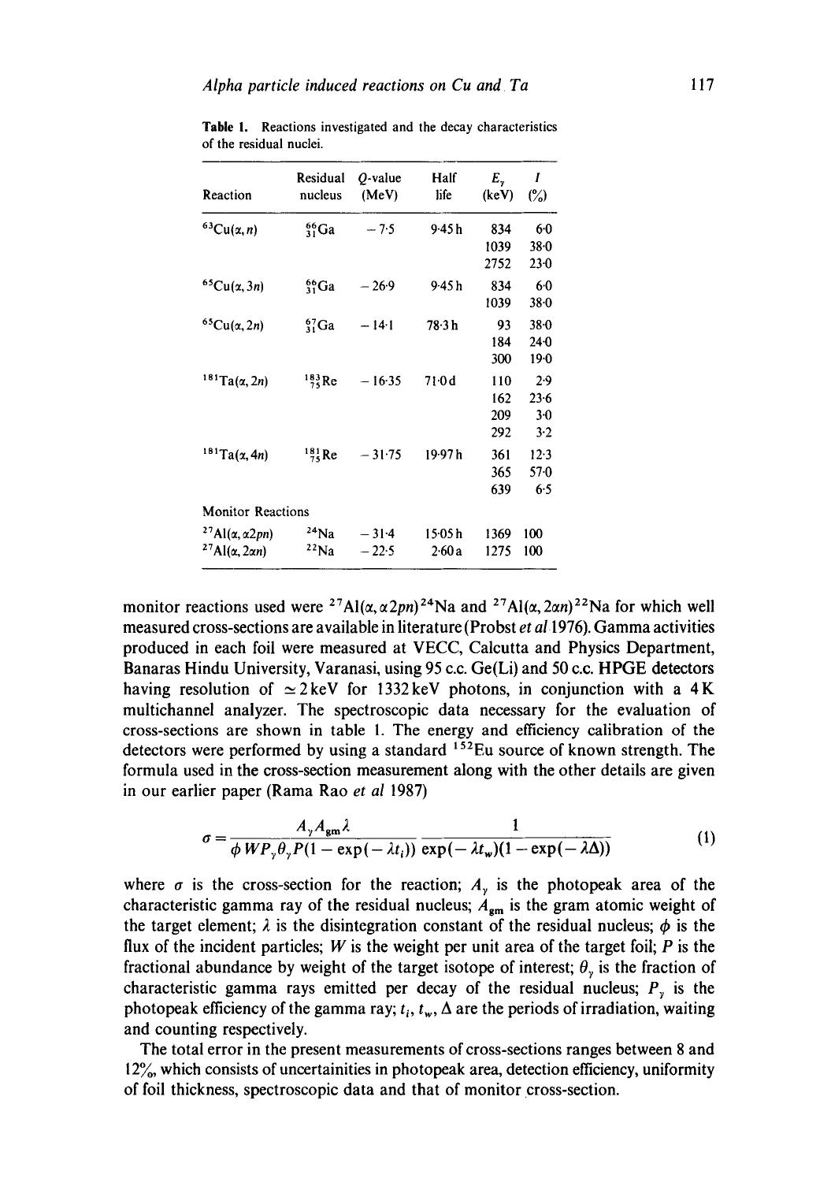**Table 1.** Reactions investigated and the decay characteristics of the residual nuclei.

| Reaction | Residual nucleus | Q-value (MeV) | Half life | $E_\gamma$ (keV) | $I$ (%) |
|---|---|---|---|---|---|
| $^{63}$Cu($\alpha$, $n$) | $^{66}_{31}$Ga | −7·5 | 9·45 h | 834 | 6·0 |
| | | | | 1039 | 38·0 |
| | | | | 2752 | 23·0 |
| $^{65}$Cu($\alpha$, 3$n$) | $^{66}_{31}$Ga | −26·9 | 9·45 h | 834 | 6·0 |
| | | | | 1039 | 38·0 |
| $^{65}$Cu($\alpha$, 2$n$) | $^{67}_{31}$Ga | −14·1 | 78·3 h | 93 | 38·0 |
| | | | | 184 | 24·0 |
| | | | | 300 | 19·0 |
| $^{181}$Ta($\alpha$, 2$n$) | $^{183}_{75}$Re | −16·35 | 71·0 d | 110 | 2·9 |
| | | | | 162 | 23·6 |
| | | | | 209 | 3·0 |
| | | | | 292 | 3·2 |
| $^{181}$Ta($\alpha$, 4$n$) | $^{181}_{75}$Re | −31·75 | 19·97 h | 361 | 12·3 |
| | | | | 365 | 57·0 |
| | | | | 639 | 6·5 |
| Monitor Reactions | | | | | |
| $^{27}$Al($\alpha$, $\alpha$2$pn$) | $^{24}$Na | −31·4 | 15·05 h | 1369 | 100 |
| $^{27}$Al($\alpha$, 2$\alpha n$) | $^{22}$Na | −22·5 | 2·60 a | 1275 | 100 |

monitor reactions used were $^{27}$Al($\alpha$, $\alpha$2$pn$)$^{24}$Na and $^{27}$Al($\alpha$, 2$\alpha n$)$^{22}$Na for which well measured cross-sections are available in literature (Probst *et al* 1976). Gamma activities produced in each foil were measured at VECC, Calcutta and Physics Department, Banaras Hindu University, Varanasi, using 95 c.c. Ge(Li) and 50 c.c. HPGE detectors having resolution of $\simeq$ 2 keV for 1332 keV photons, in conjunction with a 4 K multichannel analyzer. The spectroscopic data necessary for the evaluation of cross-sections are shown in table 1. The energy and efficiency calibration of the detectors were performed by using a standard $^{152}$Eu source of known strength. The formula used in the cross-section measurement along with the other details are given in our earlier paper (Rama Rao *et al* 1987)

$$\sigma = \frac{A_\gamma A_{gm} \lambda}{\phi W P_\gamma \theta_\gamma P(1 - \exp(-\lambda t_i))} \frac{1}{\exp(-\lambda t_w)(1 - \exp(-\lambda \Delta))} \tag{1}$$

where $\sigma$ is the cross-section for the reaction; $A_\gamma$ is the photopeak area of the characteristic gamma ray of the residual nucleus; $A_{gm}$ is the gram atomic weight of the target element; $\lambda$ is the disintegration constant of the residual nucleus; $\phi$ is the flux of the incident particles; $W$ is the weight per unit area of the target foil; $P$ is the fractional abundance by weight of the target isotope of interest; $\theta_\gamma$ is the fraction of characteristic gamma rays emitted per decay of the residual nucleus; $P_\gamma$ is the photopeak efficiency of the gamma ray; $t_i$, $t_w$, $\Delta$ are the periods of irradiation, waiting and counting respectively.

The total error in the present measurements of cross-sections ranges between 8 and 12%, which consists of uncertainities in photopeak area, detection efficiency, uniformity of foil thickness, spectroscopic data and that of monitor cross-section.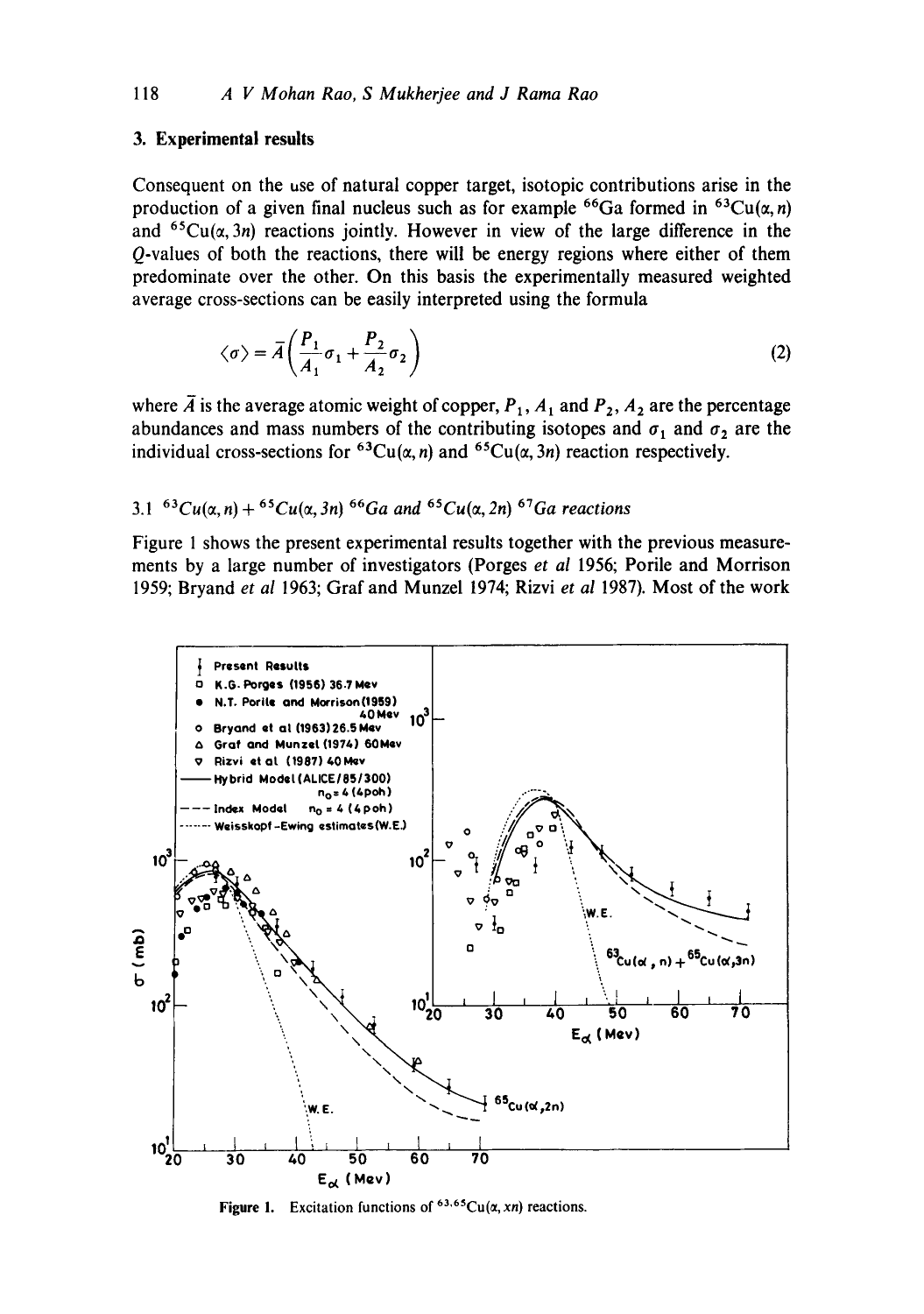## 3. Experimental results

Consequent on the use of natural copper target, isotopic contributions arise in the production of a given final nucleus such as for example $^{66}$Ga formed in $^{63}$Cu($\alpha$, $n$) and $^{65}$Cu($\alpha$, 3$n$) reactions jointly. However in view of the large difference in the $Q$-values of both the reactions, there will be energy regions where either of them predominate over the other. On this basis the experimentally measured weighted average cross-sections can be easily interpreted using the formula

$$\langle \sigma \rangle = \bar{A}\left(\frac{P_1}{A_1}\sigma_1 + \frac{P_2}{A_2}\sigma_2\right) \tag{2}$$

where $\bar{A}$ is the average atomic weight of copper, $P_1$, $A_1$ and $P_2$, $A_2$ are the percentage abundances and mass numbers of the contributing isotopes and $\sigma_1$ and $\sigma_2$ are the individual cross-sections for $^{63}$Cu($\alpha$, $n$) and $^{65}$Cu($\alpha$, 3$n$) reaction respectively.

### 3.1 $^{63}$Cu($\alpha$, $n$) + $^{65}$Cu($\alpha$, 3$n$) $^{66}$Ga and $^{65}$Cu($\alpha$, 2$n$) $^{67}$Ga reactions

Figure 1 shows the present experimental results together with the previous measurements by a large number of investigators (Porges *et al* 1956; Porile and Morrison 1959; Bryand *et al* 1963; Graf and Munzel 1974; Rizvi *et al* 1987). Most of the work

Figure 1. Excitation functions of $^{63,65}$Cu($\alpha$, $xn$) reactions.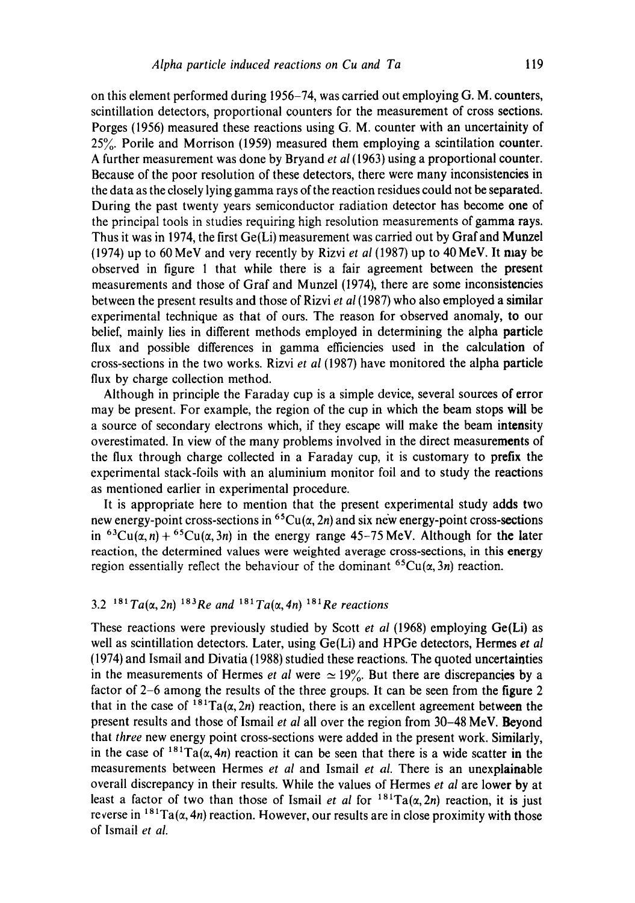on this element performed during 1956–74, was carried out employing G. M. counters, scintillation detectors, proportional counters for the measurement of cross sections. Porges (1956) measured these reactions using G. M. counter with an uncertainity of 25%. Porile and Morrison (1959) measured them employing a scintilation counter. A further measurement was done by Bryand *et al* (1963) using a proportional counter. Because of the poor resolution of these detectors, there were many inconsistencies in the data as the closely lying gamma rays of the reaction residues could not be separated. During the past twenty years semiconductor radiation detector has become one of the principal tools in studies requiring high resolution measurements of gamma rays. Thus it was in 1974, the first Ge(Li) measurement was carried out by Graf and Munzel (1974) up to 60 MeV and very recently by Rizvi *et al* (1987) up to 40 MeV. It may be observed in figure 1 that while there is a fair agreement between the present measurements and those of Graf and Munzel (1974), there are some inconsistencies between the present results and those of Rizvi *et al* (1987) who also employed a similar experimental technique as that of ours. The reason for observed anomaly, to our belief, mainly lies in different methods employed in determining the alpha particle flux and possible differences in gamma efficiencies used in the calculation of cross-sections in the two works. Rizvi *et al* (1987) have monitored the alpha particle flux by charge collection method.

Although in principle the Faraday cup is a simple device, several sources of error may be present. For example, the region of the cup in which the beam stops will be a source of secondary electrons which, if they escape will make the beam intensity overestimated. In view of the many problems involved in the direct measurements of the flux through charge collected in a Faraday cup, it is customary to prefix the experimental stack-foils with an aluminium monitor foil and to study the reactions as mentioned earlier in experimental procedure.

It is appropriate here to mention that the present experimental study adds two new energy-point cross-sections in $^{65}Cu(\alpha, 2n)$ and six new energy-point cross-sections in $^{63}Cu(\alpha, n) + {}^{65}Cu(\alpha, 3n)$ in the energy range 45–75 MeV. Although for the later reaction, the determined values were weighted average cross-sections, in this energy region essentially reflect the behaviour of the dominant $^{65}Cu(\alpha, 3n)$ reaction.

### 3.2 $^{181}Ta(\alpha, 2n)\,{}^{183}Re$ and $^{181}Ta(\alpha, 4n)\,{}^{181}Re$ reactions

These reactions were previously studied by Scott *et al* (1968) employing Ge(Li) as well as scintillation detectors. Later, using Ge(Li) and HPGe detectors, Hermes *et al* (1974) and Ismail and Divatia (1988) studied these reactions. The quoted uncertainties in the measurements of Hermes *et al* were $\simeq 19\%$. But there are discrepancies by a factor of 2–6 among the results of the three groups. It can be seen from the figure 2 that in the case of $^{181}Ta(\alpha, 2n)$ reaction, there is an excellent agreement between the present results and those of Ismail *et al* all over the region from 30–48 MeV. Beyond that *three* new energy point cross-sections were added in the present work. Similarly, in the case of $^{181}Ta(\alpha, 4n)$ reaction it can be seen that there is a wide scatter in the measurements between Hermes *et al* and Ismail *et al*. There is an unexplainable overall discrepancy in their results. While the values of Hermes *et al* are lower by at least a factor of two than those of Ismail *et al* for $^{181}Ta(\alpha, 2n)$ reaction, it is just reverse in $^{181}Ta(\alpha, 4n)$ reaction. However, our results are in close proximity with those of Ismail *et al.*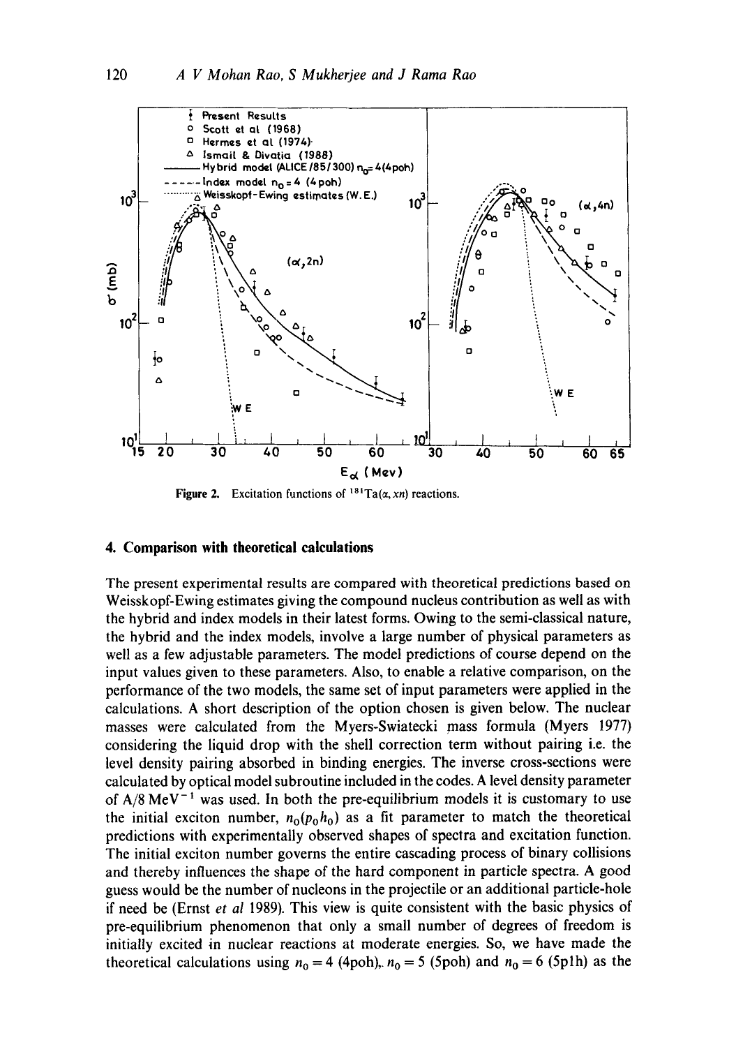Figure 2. Excitation functions of $^{181}$Ta($\alpha$, $xn$) reactions.

## 4. Comparison with theoretical calculations

The present experimental results are compared with theoretical predictions based on Weisskopf-Ewing estimates giving the compound nucleus contribution as well as with the hybrid and index models in their latest forms. Owing to the semi-classical nature, the hybrid and the index models, involve a large number of physical parameters as well as a few adjustable parameters. The model predictions of course depend on the input values given to these parameters. Also, to enable a relative comparison, on the performance of the two models, the same set of input parameters were applied in the calculations. A short description of the option chosen is given below. The nuclear masses were calculated from the Myers-Swiatecki mass formula (Myers 1977) considering the liquid drop with the shell correction term without pairing i.e. the level density pairing absorbed in binding energies. The inverse cross-sections were calculated by optical model subroutine included in the codes. A level density parameter of A/8 MeV$^{-1}$ was used. In both the pre-equilibrium models it is customary to use the initial exciton number, $n_0(p_0h_0)$ as a fit parameter to match the theoretical predictions with experimentally observed shapes of spectra and excitation function. The initial exciton number governs the entire cascading process of binary collisions and thereby influences the shape of the hard component in particle spectra. A good guess would be the number of nucleons in the projectile or an additional particle-hole if need be (Ernst *et al* 1989). This view is quite consistent with the basic physics of pre-equilibrium phenomenon that only a small number of degrees of freedom is initially excited in nuclear reactions at moderate energies. So, we have made the theoretical calculations using $n_0 = 4$ (4p0h), $n_0 = 5$ (5p0h) and $n_0 = 6$ (5p1h) as the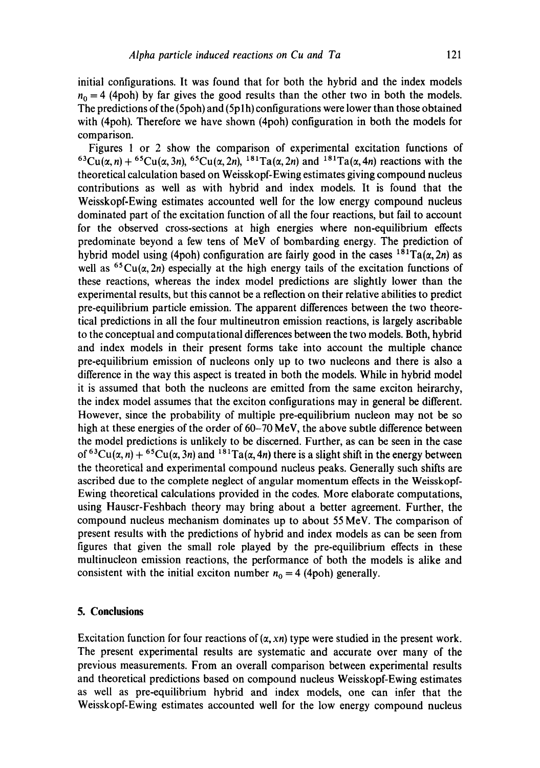initial configurations. It was found that for both the hybrid and the index models $n_0 = 4$ (4poh) by far gives the good results than the other two in both the models. The predictions of the (5poh) and (5p1h) configurations were lower than those obtained with (4poh). Therefore we have shown (4poh) configuration in both the models for comparison.

Figures 1 or 2 show the comparison of experimental excitation functions of $^{63}Cu(\alpha, n) + {}^{65}Cu(\alpha, 3n)$, $^{65}Cu(\alpha, 2n)$, $^{181}Ta(\alpha, 2n)$ and $^{181}Ta(\alpha, 4n)$ reactions with the theoretical calculation based on Weisskopf-Ewing estimates giving compound nucleus contributions as well as with hybrid and index models. It is found that the Weisskopf-Ewing estimates accounted well for the low energy compound nucleus dominated part of the excitation function of all the four reactions, but fail to account for the observed cross-sections at high energies where non-equilibrium effects predominate beyond a few tens of MeV of bombarding energy. The prediction of hybrid model using (4poh) configuration are fairly good in the cases $^{181}Ta(\alpha, 2n)$ as well as $^{65}Cu(\alpha, 2n)$ especially at the high energy tails of the excitation functions of these reactions, whereas the index model predictions are slightly lower than the experimental results, but this cannot be a reflection on their relative abilities to predict pre-equilibrium particle emission. The apparent differences between the two theoretical predictions in all the four multineutron emission reactions, is largely ascribable to the conceptual and computational differences between the two models. Both, hybrid and index models in their present forms take into account the multiple chance pre-equilibrium emission of nucleons only up to two nucleons and there is also a difference in the way this aspect is treated in both the models. While in hybrid model it is assumed that both the nucleons are emitted from the same exciton heirarchy, the index model assumes that the exciton configurations may in general be different. However, since the probability of multiple pre-equilibrium nucleon may not be so high at these energies of the order of 60–70 MeV, the above subtle difference between the model predictions is unlikely to be discerned. Further, as can be seen in the case of $^{63}Cu(\alpha, n) + {}^{65}Cu(\alpha, 3n)$ and $^{181}Ta(\alpha, 4n)$ there is a slight shift in the energy between the theoretical and experimental compound nucleus peaks. Generally such shifts are ascribed due to the complete neglect of angular momentum effects in the Weisskopf-Ewing theoretical calculations provided in the codes. More elaborate computations, using Hauser-Feshbach theory may bring about a better agreement. Further, the compound nucleus mechanism dominates up to about 55 MeV. The comparison of present results with the predictions of hybrid and index models as can be seen from figures that given the small role played by the pre-equilibrium effects in these multinucleon emission reactions, the performance of both the models is alike and consistent with the initial exciton number $n_0 = 4$ (4poh) generally.

## 5. Conclusions

Excitation function for four reactions of $(\alpha, xn)$ type were studied in the present work. The present experimental results are systematic and accurate over many of the previous measurements. From an overall comparison between experimental results and theoretical predictions based on compound nucleus Weisskopf-Ewing estimates as well as pre-equilibrium hybrid and index models, one can infer that the Weisskopf-Ewing estimates accounted well for the low energy compound nucleus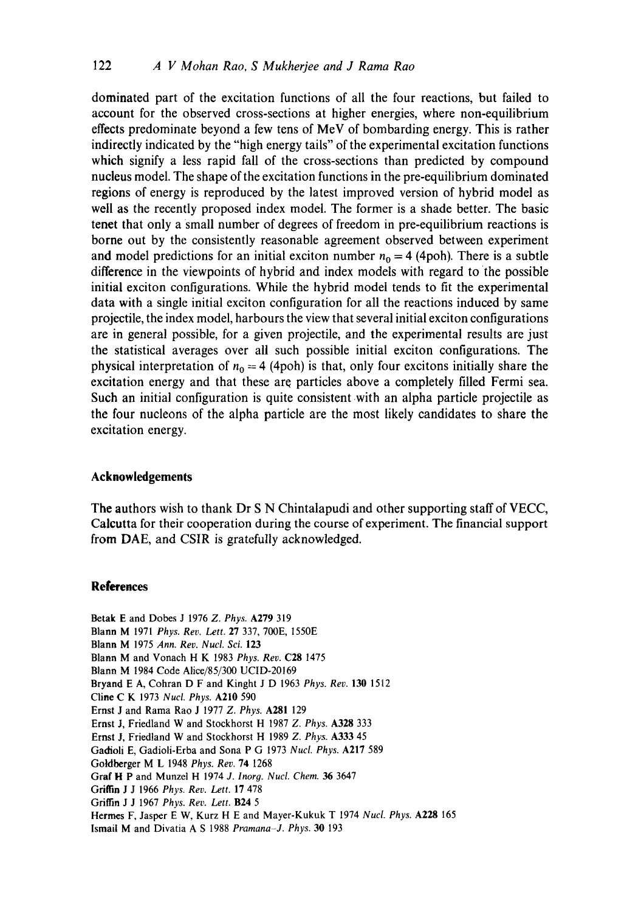dominated part of the excitation functions of all the four reactions, but failed to account for the observed cross-sections at higher energies, where non-equilibrium effects predominate beyond a few tens of MeV of bombarding energy. This is rather indirectly indicated by the "high energy tails" of the experimental excitation functions which signify a less rapid fall of the cross-sections than predicted by compound nucleus model. The shape of the excitation functions in the pre-equilibrium dominated regions of energy is reproduced by the latest improved version of hybrid model as well as the recently proposed index model. The former is a shade better. The basic tenet that only a small number of degrees of freedom in pre-equilibrium reactions is borne out by the consistently reasonable agreement observed between experiment and model predictions for an initial exciton number $n_0 = 4$ (4poh). There is a subtle difference in the viewpoints of hybrid and index models with regard to the possible initial exciton configurations. While the hybrid model tends to fit the experimental data with a single initial exciton configuration for all the reactions induced by same projectile, the index model, harbours the view that several initial exciton configurations are in general possible, for a given projectile, and the experimental results are just the statistical averages over all such possible initial exciton configurations. The physical interpretation of $n_0 = 4$ (4poh) is that, only four excitons initially share the excitation energy and that these are particles above a completely filled Fermi sea. Such an initial configuration is quite consistent with an alpha particle projectile as the four nucleons of the alpha particle are the most likely candidates to share the excitation energy.

## Acknowledgements

The authors wish to thank Dr S N Chintalapudi and other supporting staff of VECC, Calcutta for their cooperation during the course of experiment. The financial support from DAE, and CSIR is gratefully acknowledged.

## References

Betak E and Dobes J 1976 *Z. Phys.* **A279** 319
Blann M 1971 *Phys. Rev. Lett.* **27** 337, 700E, 1550E
Blann M 1975 *Ann. Rev. Nucl. Sci.* **123**
Blann M and Vonach H K 1983 *Phys. Rev.* **C28** 1475
Blann M 1984 Code Alice/85/300 UCID-20169
Bryand E A, Cohran D F and Kinght J D 1963 *Phys. Rev.* **130** 1512
Cline C K 1973 *Nucl. Phys.* **A210** 590
Ernst J and Rama Rao J 1977 *Z. Phys.* **A281** 129
Ernst J, Friedland W and Stockhorst H 1987 *Z. Phys.* **A328** 333
Ernst J, Friedland W and Stockhorst H 1989 *Z. Phys.* **A333** 45
Gadioli E, Gadioli-Erba and Sona P G 1973 *Nucl. Phys.* **A217** 589
Goldberger M L 1948 *Phys. Rev.* **74** 1268
Graf H P and Munzel H 1974 *J. Inorg. Nucl. Chem.* **36** 3647
Griffin J J 1966 *Phys. Rev. Lett.* **17** 478
Griffin J J 1967 *Phys. Rev. Lett.* **B24** 5
Hermes F, Jasper E W, Kurz H E and Mayer-Kukuk T 1974 *Nucl. Phys.* **A228** 165
Ismail M and Divatia A S 1988 *Pramana–J. Phys.* **30** 193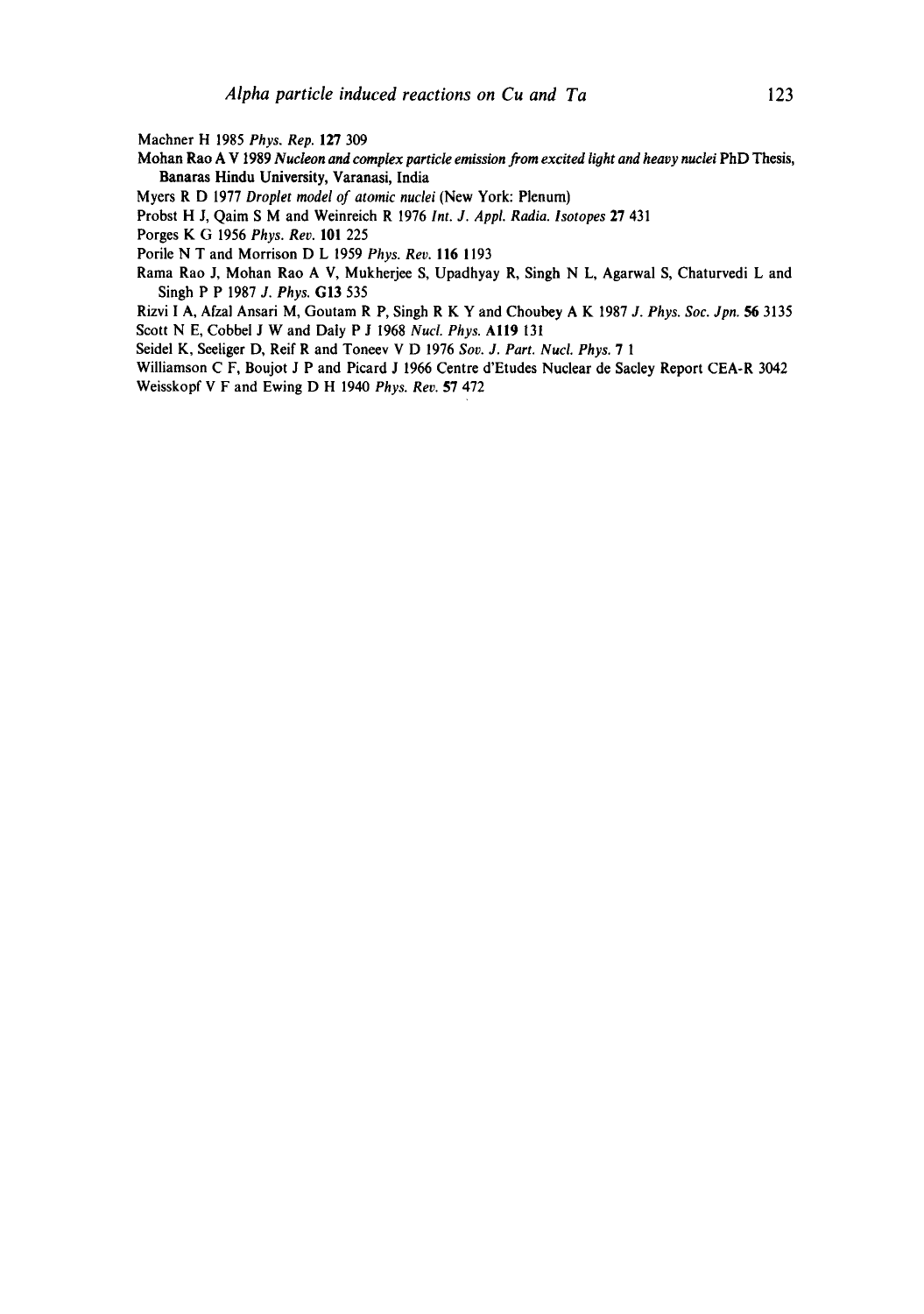Machner H 1985 *Phys. Rep.* **127** 309

Mohan Rao A V 1989 *Nucleon and complex particle emission from excited light and heavy nuclei* PhD Thesis, Banaras Hindu University, Varanasi, India

Myers R D 1977 *Droplet model of atomic nuclei* (New York: Plenum)

Probst H J, Qaim S M and Weinreich R 1976 *Int. J. Appl. Radia. Isotopes* **27** 431

Porges K G 1956 *Phys. Rev.* **101** 225

Porile N T and Morrison D L 1959 *Phys. Rev.* **116** 1193

Rama Rao J, Mohan Rao A V, Mukherjee S, Upadhyay R, Singh N L, Agarwal S, Chaturvedi L and Singh P P 1987 *J. Phys.* **G13** 535

Rizvi I A, Afzal Ansari M, Goutam R P, Singh R K Y and Choubey A K 1987 *J. Phys. Soc. Jpn.* **56** 3135

Scott N E, Cobbel J W and Daly P J 1968 *Nucl. Phys.* **A119** 131

Seidel K, Seeliger D, Reif R and Toneev V D 1976 *Sov. J. Part. Nucl. Phys.* **7** 1

Williamson C F, Boujot J P and Picard J 1966 Centre d'Etudes Nuclear de Sacley Report CEA-R 3042

Weisskopf V F and Ewing D H 1940 *Phys. Rev.* **57** 472